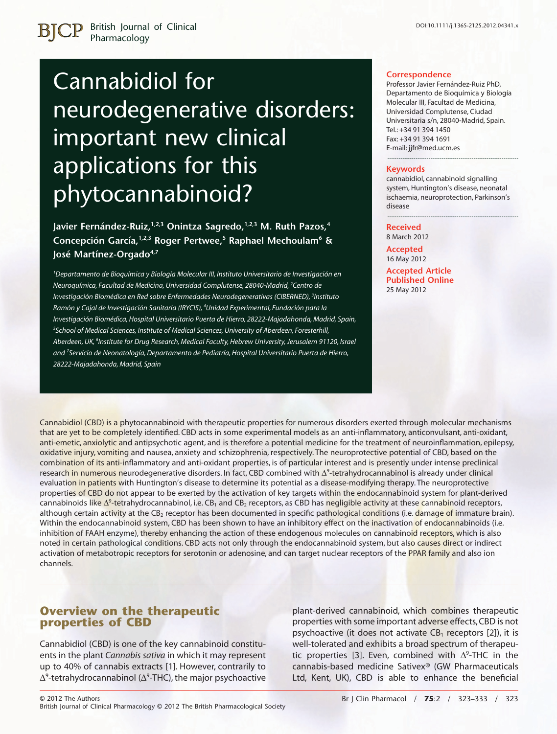# Cannabidiol for neurodegenerative disorders: important new clinical applications for this phytocannabinoid?

**Javier Fernández-Ruiz,[1,2,3] Onintza Sagredo,[1,2,3] M. Ruth Pazos,[4] Concepción García,[1,2,3] Roger Pertwee,[5] Raphael Mechoulam[6] & José Martínez-Orgado[4,7]**

*[1]Departamento de Bioquímica y Biología Molecular III, Instituto Universitario de Investigación en Neuroquímica, Facultad de Medicina, Universidad Complutense, 28040-Madrid, [2]Centro de Investigación Biomédica en Red sobre Enfermedades Neurodegenerativas (CIBERNED), [3]Instituto Ramón y Cajal de Investigación Sanitaria (IRYCIS), [4]Unidad Experimental, Fundación para la Investigación Biomédica, Hospital Universitario Puerta de Hierro, 28222-Majadahonda, Madrid, Spain, [5]School of Medical Sciences, Institute of Medical Sciences, University of Aberdeen, Foresterhill, Aberdeen, UK, [6]Institute for Drug Research, Medical Faculty, Hebrew University, Jerusalem 91120, Israel and [7]Servicio de Neonatología, Departamento de Pediatría, Hospital Universitario Puerta de Hierro, 28222-Majadahonda, Madrid, Spain*

**Correspondence**
Professor Javier Fernández-Ruiz PhD, Departamento de Bioquímica y Biología Molecular III, Facultad de Medicina, Universidad Complutense, Ciudad Universitaria s/n, 28040-Madrid, Spain.
Tel.: +34 91 394 1450
Fax: +34 91 394 1691
E-mail: jjfr@med.ucm.es

**Keywords**
cannabidiol, cannabinoid signalling system, Huntington's disease, neonatal ischaemia, neuroprotection, Parkinson's disease

**Received**
8 March 2012

**Accepted**
16 May 2012

**Accepted Article Published Online**
25 May 2012

Cannabidiol (CBD) is a phytocannabinoid with therapeutic properties for numerous disorders exerted through molecular mechanisms that are yet to be completely identified. CBD acts in some experimental models as an anti-inflammatory, anticonvulsant, anti-oxidant, anti-emetic, anxiolytic and antipsychotic agent, and is therefore a potential medicine for the treatment of neuroinflammation, epilepsy, oxidative injury, vomiting and nausea, anxiety and schizophrenia, respectively. The neuroprotective potential of CBD, based on the combination of its anti-inflammatory and anti-oxidant properties, is of particular interest and is presently under intense preclinical research in numerous neurodegenerative disorders. In fact, CBD combined with $\Delta^9$-tetrahydrocannabinol is already under clinical evaluation in patients with Huntington's disease to determine its potential as a disease-modifying therapy. The neuroprotective properties of CBD do not appear to be exerted by the activation of key targets within the endocannabinoid system for plant-derived cannabinoids like $\Delta^9$-tetrahydrocannabinol, i.e. $CB_1$ and $CB_2$ receptors, as CBD has negligible activity at these cannabinoid receptors, although certain activity at the $CB_2$ receptor has been documented in specific pathological conditions (i.e. damage of immature brain). Within the endocannabinoid system, CBD has been shown to have an inhibitory effect on the inactivation of endocannabinoids (i.e. inhibition of FAAH enzyme), thereby enhancing the action of these endogenous molecules on cannabinoid receptors, which is also noted in certain pathological conditions. CBD acts not only through the endocannabinoid system, but also causes direct or indirect activation of metabotropic receptors for serotonin or adenosine, and can target nuclear receptors of the PPAR family and also ion channels.

## Overview on the therapeutic properties of CBD

Cannabidiol (CBD) is one of the key cannabinoid constituents in the plant *Cannabis sativa* in which it may represent up to 40% of cannabis extracts [1]. However, contrarily to $\Delta^9$-tetrahydrocannabinol ($\Delta^9$-THC), the major psychoactive plant-derived cannabinoid, which combines therapeutic properties with some important adverse effects, CBD is not psychoactive (it does not activate $CB_1$ receptors [2]), it is well-tolerated and exhibits a broad spectrum of therapeutic properties [3]. Even, combined with $\Delta^9$-THC in the cannabis-based medicine Sativex® (GW Pharmaceuticals Ltd, Kent, UK), CBD is able to enhance the beneficial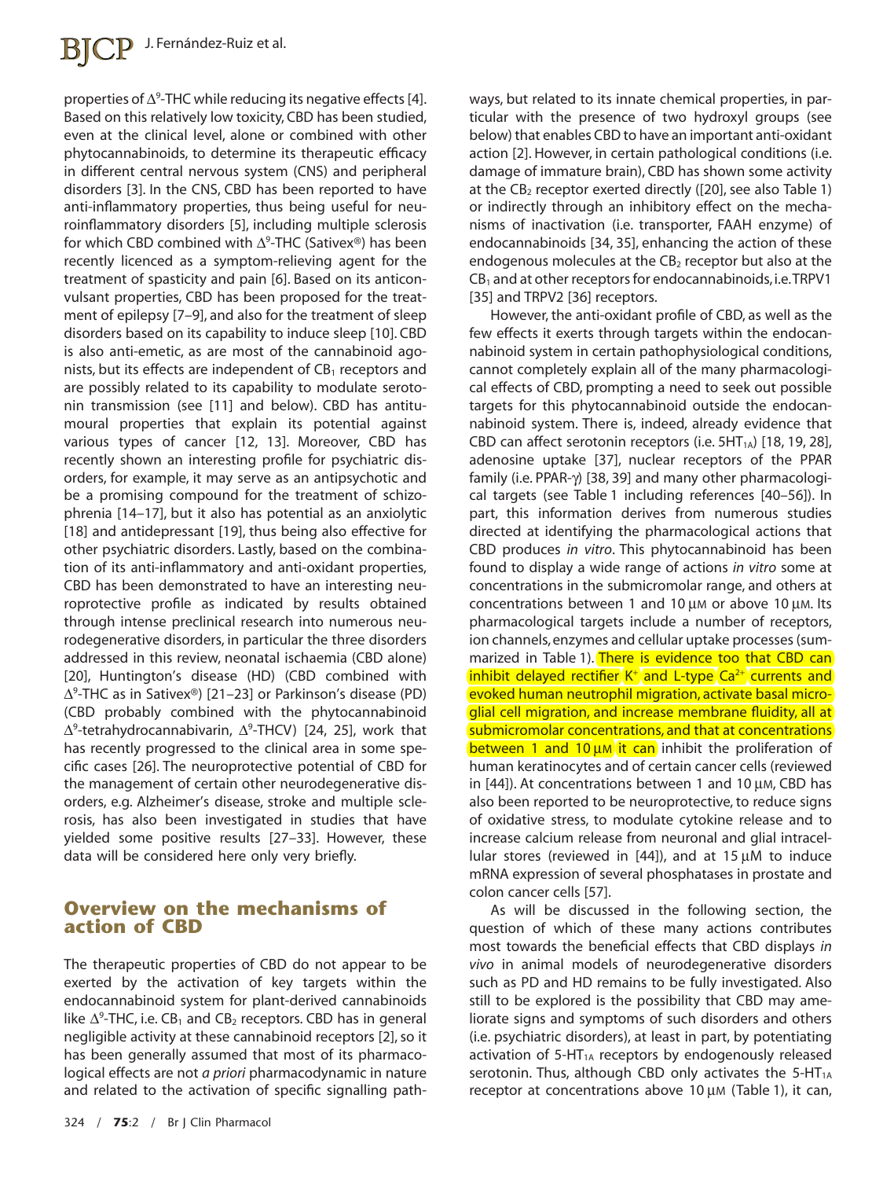properties of $\Delta^9$-THC while reducing its negative effects [4]. Based on this relatively low toxicity, CBD has been studied, even at the clinical level, alone or combined with other phytocannabinoids, to determine its therapeutic efficacy in different central nervous system (CNS) and peripheral disorders [3]. In the CNS, CBD has been reported to have anti-inflammatory properties, thus being useful for neuroinflammatory disorders [5], including multiple sclerosis for which CBD combined with $\Delta^9$-THC (Sativex®) has been recently licenced as a symptom-relieving agent for the treatment of spasticity and pain [6]. Based on its anticonvulsant properties, CBD has been proposed for the treatment of epilepsy [7–9], and also for the treatment of sleep disorders based on its capability to induce sleep [10]. CBD is also anti-emetic, as are most of the cannabinoid agonists, but its effects are independent of $CB_1$ receptors and are possibly related to its capability to modulate serotonin transmission (see [11] and below). CBD has antitumoural properties that explain its potential against various types of cancer [12, 13]. Moreover, CBD has recently shown an interesting profile for psychiatric disorders, for example, it may serve as an antipsychotic and be a promising compound for the treatment of schizophrenia [14–17], but it also has potential as an anxiolytic [18] and antidepressant [19], thus being also effective for other psychiatric disorders. Lastly, based on the combination of its anti-inflammatory and anti-oxidant properties, CBD has been demonstrated to have an interesting neuroprotective profile as indicated by results obtained through intense preclinical research into numerous neurodegenerative disorders, in particular the three disorders addressed in this review, neonatal ischaemia (CBD alone) [20], Huntington's disease (HD) (CBD combined with $\Delta^9$-THC as in Sativex®) [21–23] or Parkinson's disease (PD) (CBD probably combined with the phytocannabinoid $\Delta^9$-tetrahydrocannabivarin, $\Delta^9$-THCV) [24, 25], work that has recently progressed to the clinical area in some specific cases [26]. The neuroprotective potential of CBD for the management of certain other neurodegenerative disorders, e.g. Alzheimer's disease, stroke and multiple sclerosis, has also been investigated in studies that have yielded some positive results [27–33]. However, these data will be considered here only very briefly.

## Overview on the mechanisms of action of CBD

The therapeutic properties of CBD do not appear to be exerted by the activation of key targets within the endocannabinoid system for plant-derived cannabinoids like $\Delta^9$-THC, i.e. $CB_1$ and $CB_2$ receptors. CBD has in general negligible activity at these cannabinoid receptors [2], so it has been generally assumed that most of its pharmacological effects are not *a priori* pharmacodynamic in nature and related to the activation of specific signalling pathways, but related to its innate chemical properties, in particular with the presence of two hydroxyl groups (see below) that enables CBD to have an important anti-oxidant action [2]. However, in certain pathological conditions (i.e. damage of immature brain), CBD has shown some activity at the $CB_2$ receptor exerted directly ([20], see also Table 1) or indirectly through an inhibitory effect on the mechanisms of inactivation (i.e. transporter, FAAH enzyme) of endocannabinoids [34, 35], enhancing the action of these endogenous molecules at the $CB_2$ receptor but also at the $CB_1$ and at other receptors for endocannabinoids, i.e. TRPV1 [35] and TRPV2 [36] receptors.

However, the anti-oxidant profile of CBD, as well as the few effects it exerts through targets within the endocannabinoid system in certain pathophysiological conditions, cannot completely explain all of the many pharmacological effects of CBD, prompting a need to seek out possible targets for this phytocannabinoid outside the endocannabinoid system. There is, indeed, already evidence that CBD can affect serotonin receptors (i.e. $5HT_{1A}$) [18, 19, 28], adenosine uptake [37], nuclear receptors of the PPAR family (i.e. PPAR-γ) [38, 39] and many other pharmacological targets (see Table 1 including references [40–56]). In part, this information derives from numerous studies directed at identifying the pharmacological actions that CBD produces *in vitro*. This phytocannabinoid has been found to display a wide range of actions *in vitro* some at concentrations in the submicromolar range, and others at concentrations between 1 and 10 μM or above 10 μM. Its pharmacological targets include a number of receptors, ion channels, enzymes and cellular uptake processes (summarized in Table 1). There is evidence too that CBD can inhibit delayed rectifier $K^+$ and L-type $Ca^{2+}$ currents and evoked human neutrophil migration, activate basal microglial cell migration, and increase membrane fluidity, all at submicromolar concentrations, and that at concentrations between 1 and 10 μM it can inhibit the proliferation of human keratinocytes and of certain cancer cells (reviewed in [44]). At concentrations between 1 and 10 μM, CBD has also been reported to be neuroprotective, to reduce signs of oxidative stress, to modulate cytokine release and to increase calcium release from neuronal and glial intracellular stores (reviewed in [44]), and at 15 μM to induce mRNA expression of several phosphatases in prostate and colon cancer cells [57].

As will be discussed in the following section, the question of which of these many actions contributes most towards the beneficial effects that CBD displays *in vivo* in animal models of neurodegenerative disorders such as PD and HD remains to be fully investigated. Also still to be explored is the possibility that CBD may ameliorate signs and symptoms of such disorders and others (i.e. psychiatric disorders), at least in part, by potentiating activation of $5\text{-}HT_{1A}$ receptors by endogenously released serotonin. Thus, although CBD only activates the $5\text{-}HT_{1A}$ receptor at concentrations above 10 μM (Table 1), it can,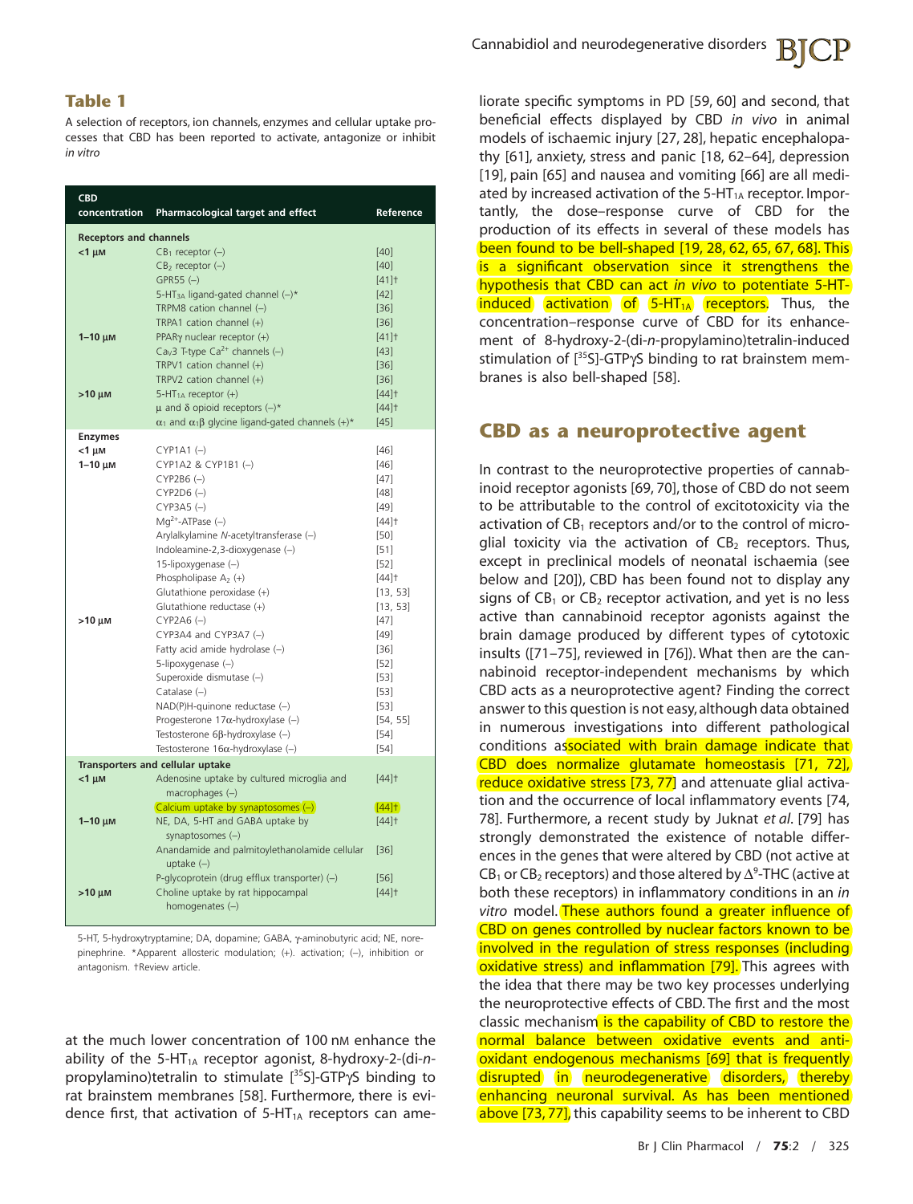## Table 1

A selection of receptors, ion channels, enzymes and cellular uptake processes that CBD has been reported to activate, antagonize or inhibit *in vitro*

| CBD concentration | Pharmacological target and effect | Reference |
|---|---|---|
| **Receptors and channels** | | |
| <1 μM | $CB_1$ receptor (–) | [40] |
| | $CB_2$ receptor (–) | [40] |
| | GPR55 (–) | [41]† |
| | $5\text{-HT}_{3A}$ ligand-gated channel (–)* | [42] |
| | TRPM8 cation channel (–) | [36] |
| | TRPA1 cation channel (+) | [36] |
| 1–10 μM | PPARγ nuclear receptor (+) | [41]† |
| | $Ca_v3$ T-type $Ca^{2+}$ channels (–) | [43] |
| | TRPV1 cation channel (+) | [36] |
| | TRPV2 cation channel (+) | [36] |
| >10 μM | $5\text{-HT}_{1A}$ receptor (+) | [44]† |
| | μ and δ opioid receptors (–)* | [44]† |
| | $\alpha_1$ and $\alpha_1\beta$ glycine ligand-gated channels (+)* | [45] |
| **Enzymes** | | |
| <1 μM | CYP1A1 (–) | [46] |
| 1–10 μM | CYP1A2 & CYP1B1 (–) | [46] |
| | CYP2B6 (–) | [47] |
| | CYP2D6 (–) | [48] |
| | CYP3A5 (–) | [49] |
| | $Mg^{2+}$-ATPase (–) | [44]† |
| | Arylalkylamine *N*-acetyltransferase (–) | [50] |
| | Indoleamine-2,3-dioxygenase (–) | [51] |
| | 15-lipoxygenase (–) | [52] |
| | Phospholipase $A_2$ (+) | [44]† |
| | Glutathione peroxidase (+) | [13, 53] |
| | Glutathione reductase (+) | [13, 53] |
| >10 μM | CYP2A6 (–) | [47] |
| | CYP3A4 and CYP3A7 (–) | [49] |
| | Fatty acid amide hydrolase (–) | [36] |
| | 5-lipoxygenase (–) | [52] |
| | Superoxide dismutase (–) | [53] |
| | Catalase (–) | [53] |
| | NAD(P)H-quinone reductase (–) | [53] |
| | Progesterone 17α-hydroxylase (–) | [54, 55] |
| | Testosterone 6β-hydroxylase (–) | [54] |
| | Testosterone 16α-hydroxylase (–) | [54] |
| **Transporters and cellular uptake** | | |
| <1 μM | Adenosine uptake by cultured microglia and macrophages (–) | [44]† |
| | Calcium uptake by synaptosomes (–) | [44]† |
| 1–10 μM | NE, DA, 5-HT and GABA uptake by synaptosomes (–) | [44]† |
| | Anandamide and palmitoylethanolamide cellular uptake (–) | [36] |
| | P-glycoprotein (drug efflux transporter) (–) | [56] |
| >10 μM | Choline uptake by rat hippocampal homogenates (–) | [44]† |

5-HT, 5-hydroxytryptamine; DA, dopamine; GABA, γ-aminobutyric acid; NE, norepinephrine. *Apparent allosteric modulation; (+), activation; (–), inhibition or antagonism. †Review article.

at the much lower concentration of 100 nM enhance the ability of the $5\text{-HT}_{1A}$ receptor agonist, 8-hydroxy-2-(di-*n*-propylamino)tetralin to stimulate [$^{35}$S]-GTPγS binding to rat brainstem membranes [58]. Furthermore, there is evidence first, that activation of $5\text{-HT}_{1A}$ receptors can ameliorate specific symptoms in PD [59, 60] and second, that beneficial effects displayed by CBD *in vivo* in animal models of ischaemic injury [27, 28], hepatic encephalopathy [61], anxiety, stress and panic [18, 62–64], depression [19], pain [65] and nausea and vomiting [66] are all mediated by increased activation of the $5\text{-HT}_{1A}$ receptor. Importantly, the dose–response curve of CBD for the production of its effects in several of these models has been found to be bell-shaped [19, 28, 62, 65, 67, 68]. This is a significant observation since it strengthens the hypothesis that CBD can act *in vivo* to potentiate 5-HT-induced activation of $5\text{-HT}_{1A}$ receptors. Thus, the concentration–response curve of CBD for its enhancement of 8-hydroxy-2-(di-*n*-propylamino)tetralin-induced stimulation of [$^{35}$S]-GTPγS binding to rat brainstem membranes is also bell-shaped [58].

## CBD as a neuroprotective agent

In contrast to the neuroprotective properties of cannabinoid receptor agonists [69, 70], those of CBD do not seem to be attributable to the control of excitotoxicity via the activation of $CB_1$ receptors and/or to the control of microglial toxicity via the activation of $CB_2$ receptors. Thus, except in preclinical models of neonatal ischaemia (see below and [20]), CBD has been found not to display any signs of $CB_1$ or $CB_2$ receptor activation, and yet is no less active than cannabinoid receptor agonists against the brain damage produced by different types of cytotoxic insults ([71–75], reviewed in [76]). What then are the cannabinoid receptor-independent mechanisms by which CBD acts as a neuroprotective agent? Finding the correct answer to this question is not easy, although data obtained in numerous investigations into different pathological conditions associated with brain damage indicate that CBD does normalize glutamate homeostasis [71, 72], reduce oxidative stress [73, 77] and attenuate glial activation and the occurrence of local inflammatory events [74, 78]. Furthermore, a recent study by Juknat *et al*. [79] has strongly demonstrated the existence of notable differences in the genes that were altered by CBD (not active at $CB_1$ or $CB_2$ receptors) and those altered by $\Delta^9$-THC (active at both these receptors) in inflammatory conditions in an *in vitro* model. These authors found a greater influence of CBD on genes controlled by nuclear factors known to be involved in the regulation of stress responses (including oxidative stress) and inflammation [79]. This agrees with the idea that there may be two key processes underlying the neuroprotective effects of CBD. The first and the most classic mechanism is the capability of CBD to restore the normal balance between oxidative events and antioxidant endogenous mechanisms [69] that is frequently disrupted in neurodegenerative disorders, thereby enhancing neuronal survival. As has been mentioned above [73, 77], this capability seems to be inherent to CBD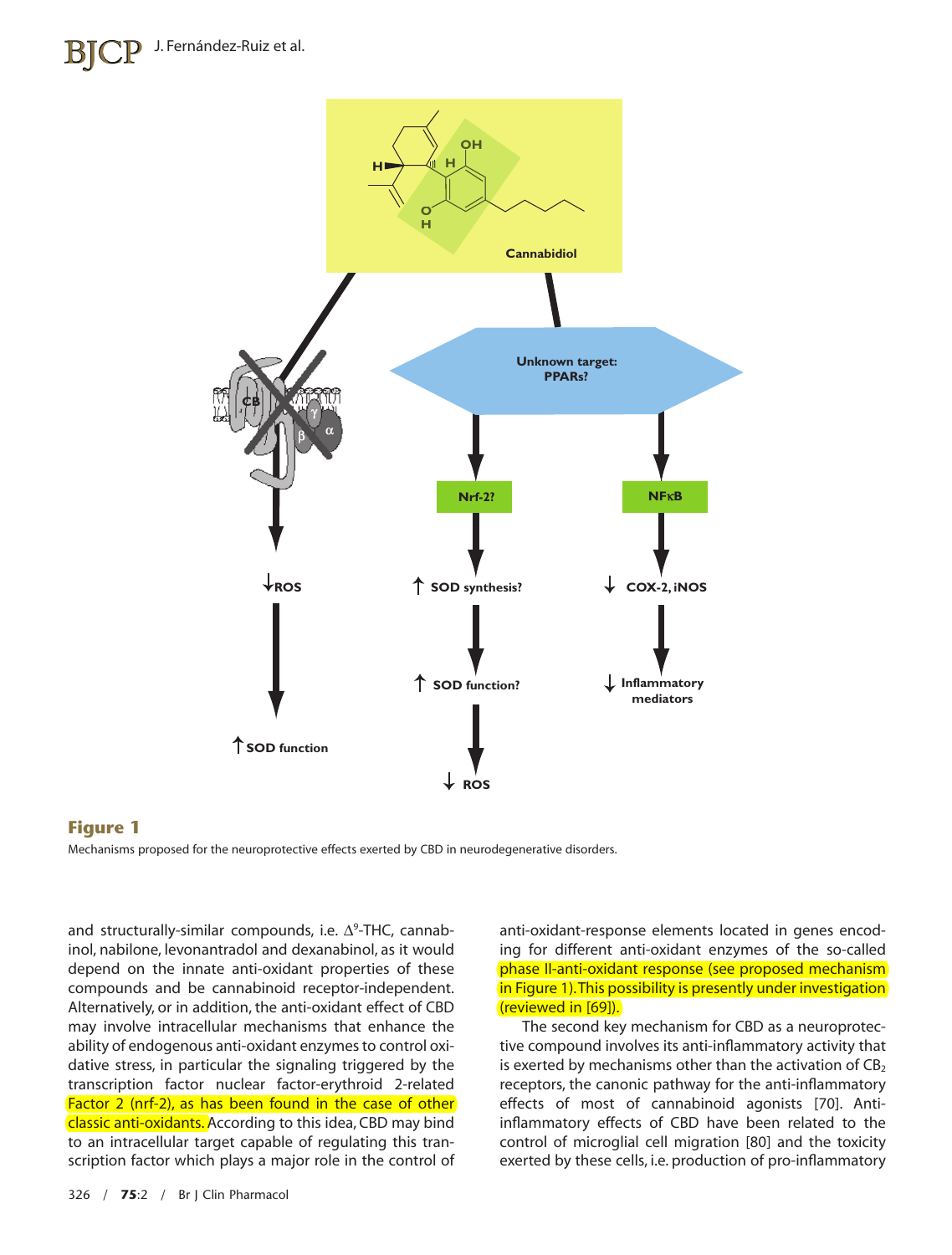**Figure 1**

Mechanisms proposed for the neuroprotective effects exerted by CBD in neurodegenerative disorders.

and structurally-similar compounds, i.e. $\Delta^9$-THC, cannabinol, nabilone, levonantradol and dexanabinol, as it would depend on the innate anti-oxidant properties of these compounds and be cannabinoid receptor-independent. Alternatively, or in addition, the anti-oxidant effect of CBD may involve intracellular mechanisms that enhance the ability of endogenous anti-oxidant enzymes to control oxidative stress, in particular the signaling triggered by the transcription factor nuclear factor-erythroid 2-related Factor 2 (nrf-2), as has been found in the case of other classic anti-oxidants. According to this idea, CBD may bind to an intracellular target capable of regulating this transcription factor which plays a major role in the control of anti-oxidant-response elements located in genes encoding for different anti-oxidant enzymes of the so-called phase II-anti-oxidant response (see proposed mechanism in Figure 1). This possibility is presently under investigation (reviewed in [69]).

The second key mechanism for CBD as a neuroprotective compound involves its anti-inflammatory activity that is exerted by mechanisms other than the activation of $CB_2$ receptors, the canonic pathway for the anti-inflammatory effects of most of cannabinoid agonists [70]. Anti-inflammatory effects of CBD have been related to the control of microglial cell migration [80] and the toxicity exerted by these cells, i.e. production of pro-inflammatory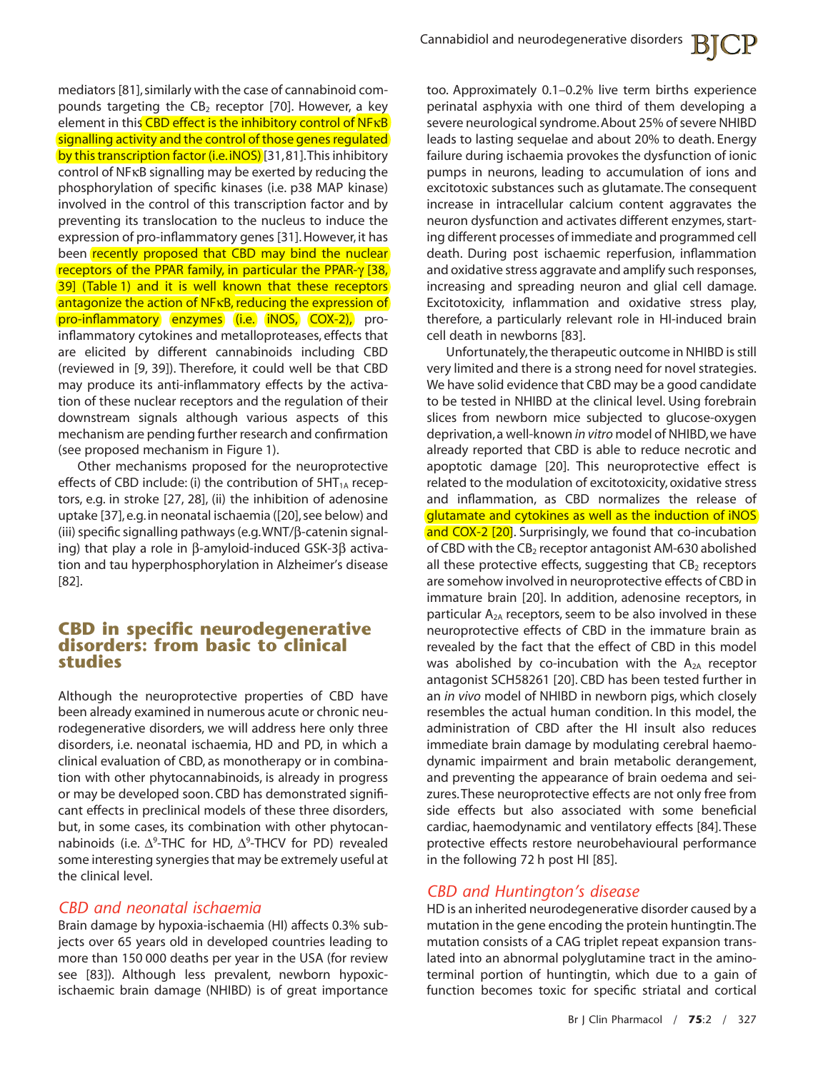mediators [81], similarly with the case of cannabinoid compounds targeting the $CB_2$ receptor [70]. However, a key element in this CBD effect is the inhibitory control of NFκB signalling activity and the control of those genes regulated by this transcription factor (i.e. iNOS) [31, 81]. This inhibitory control of NFκB signalling may be exerted by reducing the phosphorylation of specific kinases (i.e. p38 MAP kinase) involved in the control of this transcription factor and by preventing its translocation to the nucleus to induce the expression of pro-inflammatory genes [31]. However, it has been recently proposed that CBD may bind the nuclear receptors of the PPAR family, in particular the PPAR-γ [38, 39] (Table 1) and it is well known that these receptors antagonize the action of NFκB, reducing the expression of pro-inflammatory enzymes (i.e. iNOS, COX-2), pro-inflammatory cytokines and metalloproteases, effects that are elicited by different cannabinoids including CBD (reviewed in [9, 39]). Therefore, it could well be that CBD may produce its anti-inflammatory effects by the activation of these nuclear receptors and the regulation of their downstream signals although various aspects of this mechanism are pending further research and confirmation (see proposed mechanism in Figure 1).

Other mechanisms proposed for the neuroprotective effects of CBD include: (i) the contribution of $5HT_{1A}$ receptors, e.g. in stroke [27, 28], (ii) the inhibition of adenosine uptake [37], e.g. in neonatal ischaemia ([20], see below) and (iii) specific signalling pathways (e.g. WNT/β-catenin signaling) that play a role in β-amyloid-induced GSK-3β activation and tau hyperphosphorylation in Alzheimer's disease [82].

## CBD in specific neurodegenerative disorders: from basic to clinical studies

Although the neuroprotective properties of CBD have been already examined in numerous acute or chronic neurodegenerative disorders, we will address here only three disorders, i.e. neonatal ischaemia, HD and PD, in which a clinical evaluation of CBD, as monotherapy or in combination with other phytocannabinoids, is already in progress or may be developed soon. CBD has demonstrated significant effects in preclinical models of these three disorders, but, in some cases, its combination with other phytocannabinoids (i.e. $\Delta^9$-THC for HD, $\Delta^9$-THCV for PD) revealed some interesting synergies that may be extremely useful at the clinical level.

### *CBD and neonatal ischaemia*

Brain damage by hypoxia-ischaemia (HI) affects 0.3% subjects over 65 years old in developed countries leading to more than 150 000 deaths per year in the USA (for review see [83]). Although less prevalent, newborn hypoxic-ischaemic brain damage (NHIBD) is of great importance too. Approximately 0.1–0.2% live term births experience perinatal asphyxia with one third of them developing a severe neurological syndrome. About 25% of severe NHIBD leads to lasting sequelae and about 20% to death. Energy failure during ischaemia provokes the dysfunction of ionic pumps in neurons, leading to accumulation of ions and excitotoxic substances such as glutamate. The consequent increase in intracellular calcium content aggravates the neuron dysfunction and activates different enzymes, starting different processes of immediate and programmed cell death. During post ischaemic reperfusion, inflammation and oxidative stress aggravate and amplify such responses, increasing and spreading neuron and glial cell damage. Excitotoxicity, inflammation and oxidative stress play, therefore, a particularly relevant role in HI-induced brain cell death in newborns [83].

Unfortunately, the therapeutic outcome in NHIBD is still very limited and there is a strong need for novel strategies. We have solid evidence that CBD may be a good candidate to be tested in NHIBD at the clinical level. Using forebrain slices from newborn mice subjected to glucose-oxygen deprivation, a well-known *in vitro* model of NHIBD, we have already reported that CBD is able to reduce necrotic and apoptotic damage [20]. This neuroprotective effect is related to the modulation of excitotoxicity, oxidative stress and inflammation, as CBD normalizes the release of glutamate and cytokines as well as the induction of iNOS and COX-2 [20]. Surprisingly, we found that co-incubation of CBD with the $CB_2$ receptor antagonist AM-630 abolished all these protective effects, suggesting that $CB_2$ receptors are somehow involved in neuroprotective effects of CBD in immature brain [20]. In addition, adenosine receptors, in particular $A_{2A}$ receptors, seem to be also involved in these neuroprotective effects of CBD in the immature brain as revealed by the fact that the effect of CBD in this model was abolished by co-incubation with the $A_{2A}$ receptor antagonist SCH58261 [20]. CBD has been tested further in an *in vivo* model of NHIBD in newborn pigs, which closely resembles the actual human condition. In this model, the administration of CBD after the HI insult also reduces immediate brain damage by modulating cerebral haemodynamic impairment and brain metabolic derangement, and preventing the appearance of brain oedema and seizures. These neuroprotective effects are not only free from side effects but also associated with some beneficial cardiac, haemodynamic and ventilatory effects [84]. These protective effects restore neurobehavioural performance in the following 72 h post HI [85].

### *CBD and Huntington's disease*

HD is an inherited neurodegenerative disorder caused by a mutation in the gene encoding the protein huntingtin. The mutation consists of a CAG triplet repeat expansion translated into an abnormal polyglutamine tract in the amino-terminal portion of huntingtin, which due to a gain of function becomes toxic for specific striatal and cortical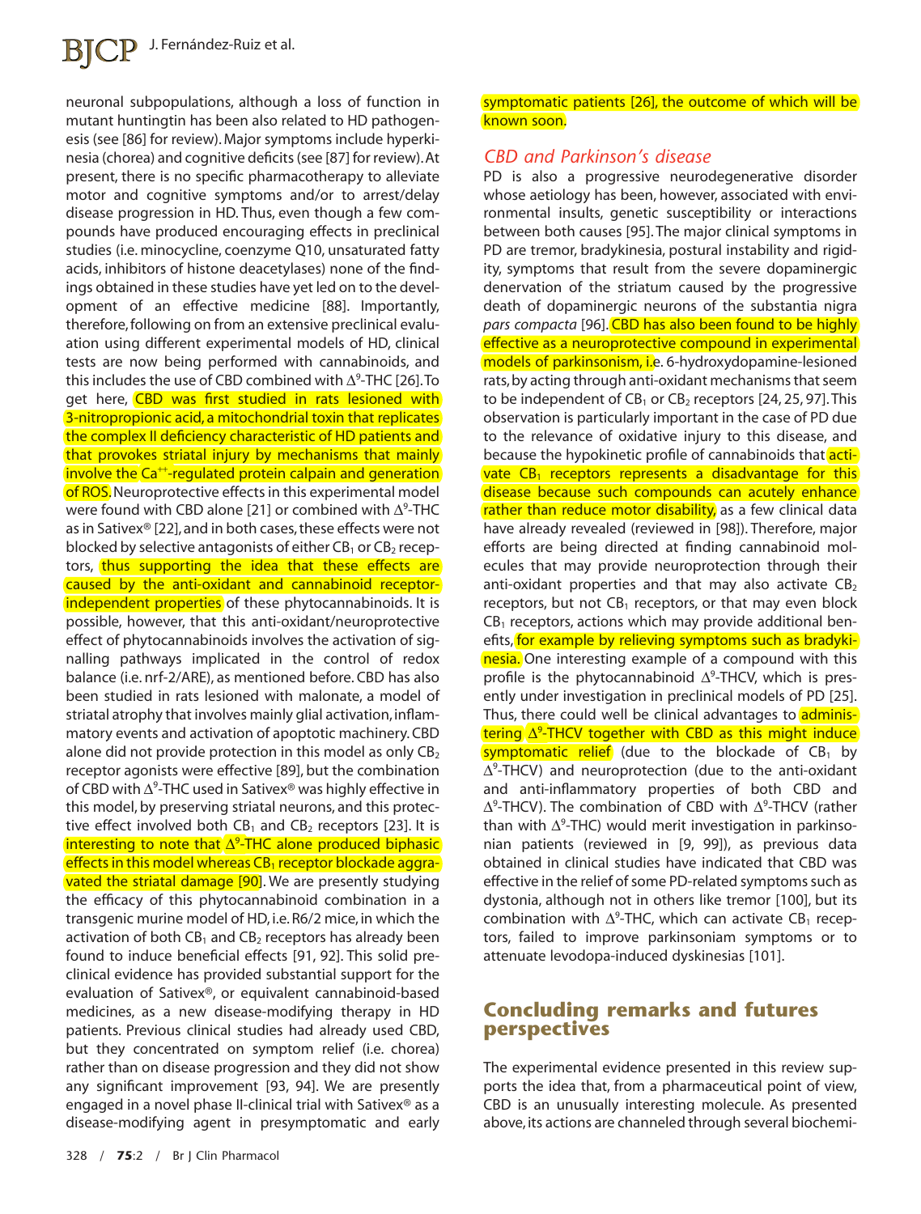neuronal subpopulations, although a loss of function in mutant huntingtin has been also related to HD pathogenesis (see [86] for review). Major symptoms include hyperkinesia (chorea) and cognitive deficits (see [87] for review). At present, there is no specific pharmacotherapy to alleviate motor and cognitive symptoms and/or to arrest/delay disease progression in HD. Thus, even though a few compounds have produced encouraging effects in preclinical studies (i.e. minocycline, coenzyme Q10, unsaturated fatty acids, inhibitors of histone deacetylases) none of the findings obtained in these studies have yet led on to the development of an effective medicine [88]. Importantly, therefore, following on from an extensive preclinical evaluation using different experimental models of HD, clinical tests are now being performed with cannabinoids, and this includes the use of CBD combined with $\Delta^9$-THC [26]. To get here, CBD was first studied in rats lesioned with 3-nitropropionic acid, a mitochondrial toxin that replicates the complex II deficiency characteristic of HD patients and that provokes striatal injury by mechanisms that mainly involve the $Ca^{++}$-regulated protein calpain and generation of ROS. Neuroprotective effects in this experimental model were found with CBD alone [21] or combined with $\Delta^9$-THC as in Sativex® [22], and in both cases, these effects were not blocked by selective antagonists of either $CB_1$ or $CB_2$ receptors, thus supporting the idea that these effects are caused by the anti-oxidant and cannabinoid receptor-independent properties of these phytocannabinoids. It is possible, however, that this anti-oxidant/neuroprotective effect of phytocannabinoids involves the activation of signalling pathways implicated in the control of redox balance (i.e. nrf-2/ARE), as mentioned before. CBD has also been studied in rats lesioned with malonate, a model of striatal atrophy that involves mainly glial activation, inflammatory events and activation of apoptotic machinery. CBD alone did not provide protection in this model as only $CB_2$ receptor agonists were effective [89], but the combination of CBD with $\Delta^9$-THC used in Sativex® was highly effective in this model, by preserving striatal neurons, and this protective effect involved both $CB_1$ and $CB_2$ receptors [23]. It is interesting to note that $\Delta^9$-THC alone produced biphasic effects in this model whereas $CB_1$ receptor blockade aggravated the striatal damage [90]. We are presently studying the efficacy of this phytocannabinoid combination in a transgenic murine model of HD, i.e. R6/2 mice, in which the activation of both $CB_1$ and $CB_2$ receptors has already been found to induce beneficial effects [91, 92]. This solid preclinical evidence has provided substantial support for the evaluation of Sativex®, or equivalent cannabinoid-based medicines, as a new disease-modifying therapy in HD patients. Previous clinical studies had already used CBD, but they concentrated on symptom relief (i.e. chorea) rather than on disease progression and they did not show any significant improvement [93, 94]. We are presently engaged in a novel phase II-clinical trial with Sativex® as a disease-modifying agent in presymptomatic and early symptomatic patients [26], the outcome of which will be known soon.

### *CBD and Parkinson's disease*

PD is also a progressive neurodegenerative disorder whose aetiology has been, however, associated with environmental insults, genetic susceptibility or interactions between both causes [95]. The major clinical symptoms in PD are tremor, bradykinesia, postural instability and rigidity, symptoms that result from the severe dopaminergic denervation of the striatum caused by the progressive death of dopaminergic neurons of the substantia nigra *pars compacta* [96]. CBD has also been found to be highly effective as a neuroprotective compound in experimental models of parkinsonism, i.e. 6-hydroxydopamine-lesioned rats, by acting through anti-oxidant mechanisms that seem to be independent of $CB_1$ or $CB_2$ receptors [24, 25, 97]. This observation is particularly important in the case of PD due to the relevance of oxidative injury to this disease, and because the hypokinetic profile of cannabinoids that activate $CB_1$ receptors represents a disadvantage for this disease because such compounds can acutely enhance rather than reduce motor disability, as a few clinical data have already revealed (reviewed in [98]). Therefore, major efforts are being directed at finding cannabinoid molecules that may provide neuroprotection through their anti-oxidant properties and that may also activate $CB_2$ receptors, but not $CB_1$ receptors, or that may even block $CB_1$ receptors, actions which may provide additional benefits, for example by relieving symptoms such as bradykinesia. One interesting example of a compound with this profile is the phytocannabinoid $\Delta^9$-THCV, which is presently under investigation in preclinical models of PD [25]. Thus, there could well be clinical advantages to administering $\Delta^9$-THCV together with CBD as this might induce symptomatic relief (due to the blockade of $CB_1$ by $\Delta^9$-THCV) and neuroprotection (due to the anti-oxidant and anti-inflammatory properties of both CBD and $\Delta^9$-THCV). The combination of CBD with $\Delta^9$-THCV (rather than with $\Delta^9$-THC) would merit investigation in parkinsonian patients (reviewed in [9, 99]), as previous data obtained in clinical studies have indicated that CBD was effective in the relief of some PD-related symptoms such as dystonia, although not in others like tremor [100], but its combination with $\Delta^9$-THC, which can activate $CB_1$ receptors, failed to improve parkinsoniam symptoms or to attenuate levodopa-induced dyskinesias [101].

## Concluding remarks and futures perspectives

The experimental evidence presented in this review supports the idea that, from a pharmaceutical point of view, CBD is an unusually interesting molecule. As presented above, its actions are channeled through several biochemi-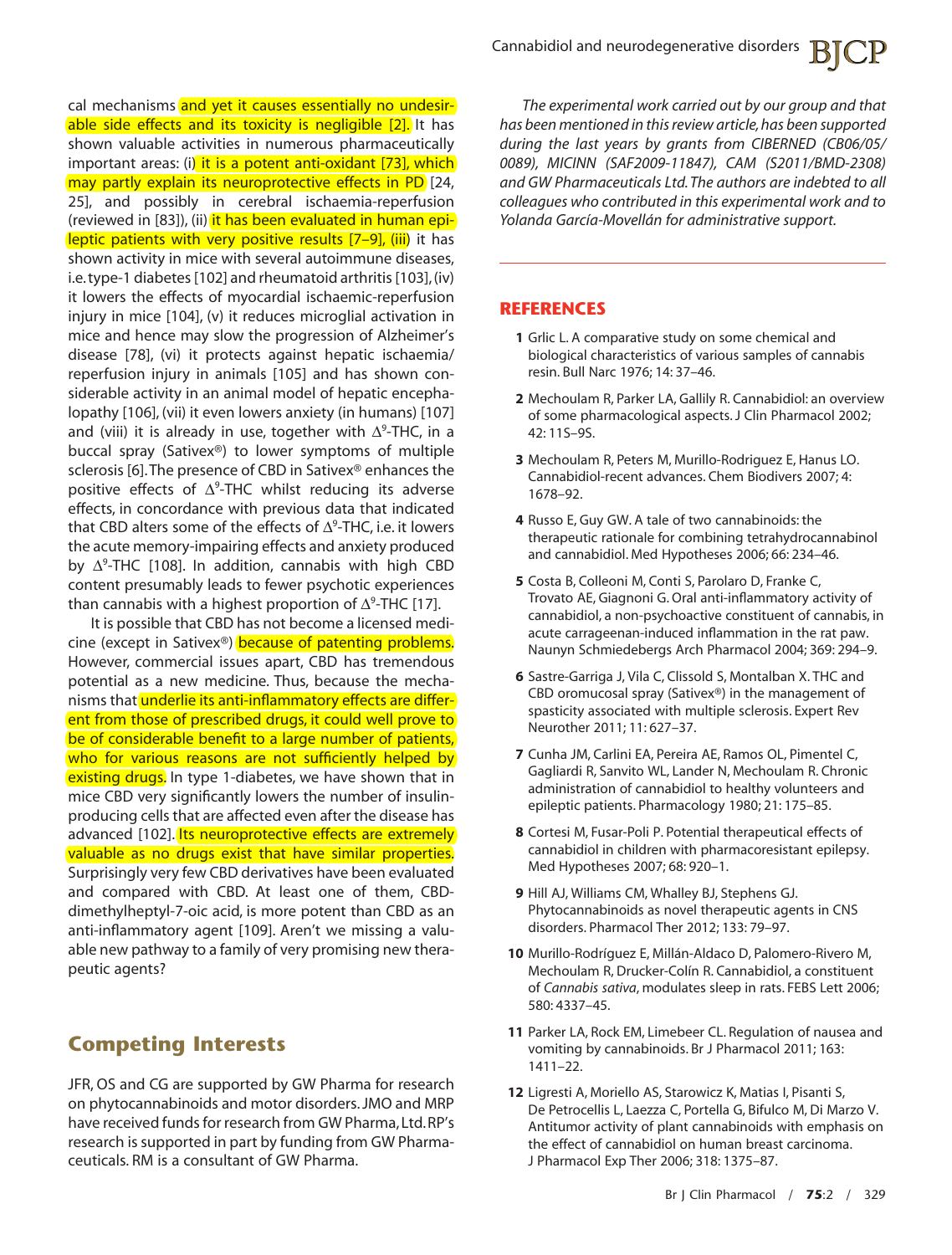cal mechanisms and yet it causes essentially no undesirable side effects and its toxicity is negligible [2]. It has shown valuable activities in numerous pharmaceutically important areas: (i) it is a potent anti-oxidant [73], which may partly explain its neuroprotective effects in PD [24, 25], and possibly in cerebral ischaemia-reperfusion (reviewed in [83]), (ii) it has been evaluated in human epileptic patients with very positive results [7–9], (iii) it has shown activity in mice with several autoimmune diseases, i.e. type-1 diabetes [102] and rheumatoid arthritis [103], (iv) it lowers the effects of myocardial ischaemic-reperfusion injury in mice [104], (v) it reduces microglial activation in mice and hence may slow the progression of Alzheimer's disease [78], (vi) it protects against hepatic ischaemia/reperfusion injury in animals [105] and has shown considerable activity in an animal model of hepatic encephalopathy [106], (vii) it even lowers anxiety (in humans) [107] and (viii) it is already in use, together with $\Delta^9$-THC, in a buccal spray (Sativex®) to lower symptoms of multiple sclerosis [6]. The presence of CBD in Sativex® enhances the positive effects of $\Delta^9$-THC whilst reducing its adverse effects, in concordance with previous data that indicated that CBD alters some of the effects of $\Delta^9$-THC, i.e. it lowers the acute memory-impairing effects and anxiety produced by $\Delta^9$-THC [108]. In addition, cannabis with high CBD content presumably leads to fewer psychotic experiences than cannabis with a highest proportion of $\Delta^9$-THC [17].

It is possible that CBD has not become a licensed medicine (except in Sativex®) because of patenting problems. However, commercial issues apart, CBD has tremendous potential as a new medicine. Thus, because the mechanisms that underlie its anti-inflammatory effects are different from those of prescribed drugs, it could well prove to be of considerable benefit to a large number of patients, who for various reasons are not sufficiently helped by existing drugs. In type 1-diabetes, we have shown that in mice CBD very significantly lowers the number of insulin-producing cells that are affected even after the disease has advanced [102]. Its neuroprotective effects are extremely valuable as no drugs exist that have similar properties. Surprisingly very few CBD derivatives have been evaluated and compared with CBD. At least one of them, CBD-dimethylheptyl-7-oic acid, is more potent than CBD as an anti-inflammatory agent [109]. Aren't we missing a valuable new pathway to a family of very promising new therapeutic agents?

## Competing Interests

JFR, OS and CG are supported by GW Pharma for research on phytocannabinoids and motor disorders. JMO and MRP have received funds for research from GW Pharma, Ltd. RP's research is supported in part by funding from GW Pharmaceuticals. RM is a consultant of GW Pharma.

*The experimental work carried out by our group and that has been mentioned in this review article, has been supported during the last years by grants from CIBERNED (CB06/05/0089), MICINN (SAF2009-11847), CAM (S2011/BMD-2308) and GW Pharmaceuticals Ltd. The authors are indebted to all colleagues who contributed in this experimental work and to Yolanda García-Movellán for administrative support.*

## REFERENCES

1. Grlic L. A comparative study on some chemical and biological characteristics of various samples of cannabis resin. Bull Narc 1976; 14: 37–46.
2. Mechoulam R, Parker LA, Gallily R. Cannabidiol: an overview of some pharmacological aspects. J Clin Pharmacol 2002; 42: 11S–9S.
3. Mechoulam R, Peters M, Murillo-Rodriguez E, Hanus LO. Cannabidiol-recent advances. Chem Biodivers 2007; 4: 1678–92.
4. Russo E, Guy GW. A tale of two cannabinoids: the therapeutic rationale for combining tetrahydrocannabinol and cannabidiol. Med Hypotheses 2006; 66: 234–46.
5. Costa B, Colleoni M, Conti S, Parolaro D, Franke C, Trovato AE, Giagnoni G. Oral anti-inflammatory activity of cannabidiol, a non-psychoactive constituent of cannabis, in acute carrageenan-induced inflammation in the rat paw. Naunyn Schmiedebergs Arch Pharmacol 2004; 369: 294–9.
6. Sastre-Garriga J, Vila C, Clissold S, Montalban X. THC and CBD oromucosal spray (Sativex®) in the management of spasticity associated with multiple sclerosis. Expert Rev Neurother 2011; 11: 627–37.
7. Cunha JM, Carlini EA, Pereira AE, Ramos OL, Pimentel C, Gagliardi R, Sanvito WL, Lander N, Mechoulam R. Chronic administration of cannabidiol to healthy volunteers and epileptic patients. Pharmacology 1980; 21: 175–85.
8. Cortesi M, Fusar-Poli P. Potential therapeutical effects of cannabidiol in children with pharmacoresistant epilepsy. Med Hypotheses 2007; 68: 920–1.
9. Hill AJ, Williams CM, Whalley BJ, Stephens GJ. Phytocannabinoids as novel therapeutic agents in CNS disorders. Pharmacol Ther 2012; 133: 79–97.
10. Murillo-Rodríguez E, Millán-Aldaco D, Palomero-Rivero M, Mechoulam R, Drucker-Colín R. Cannabidiol, a constituent of *Cannabis sativa*, modulates sleep in rats. FEBS Lett 2006; 580: 4337–45.
11. Parker LA, Rock EM, Limebeer CL. Regulation of nausea and vomiting by cannabinoids. Br J Pharmacol 2011; 163: 1411–22.
12. Ligresti A, Moriello AS, Starowicz K, Matias I, Pisanti S, De Petrocellis L, Laezza C, Portella G, Bifulco M, Di Marzo V. Antitumor activity of plant cannabinoids with emphasis on the effect of cannabidiol on human breast carcinoma. J Pharmacol Exp Ther 2006; 318: 1375–87.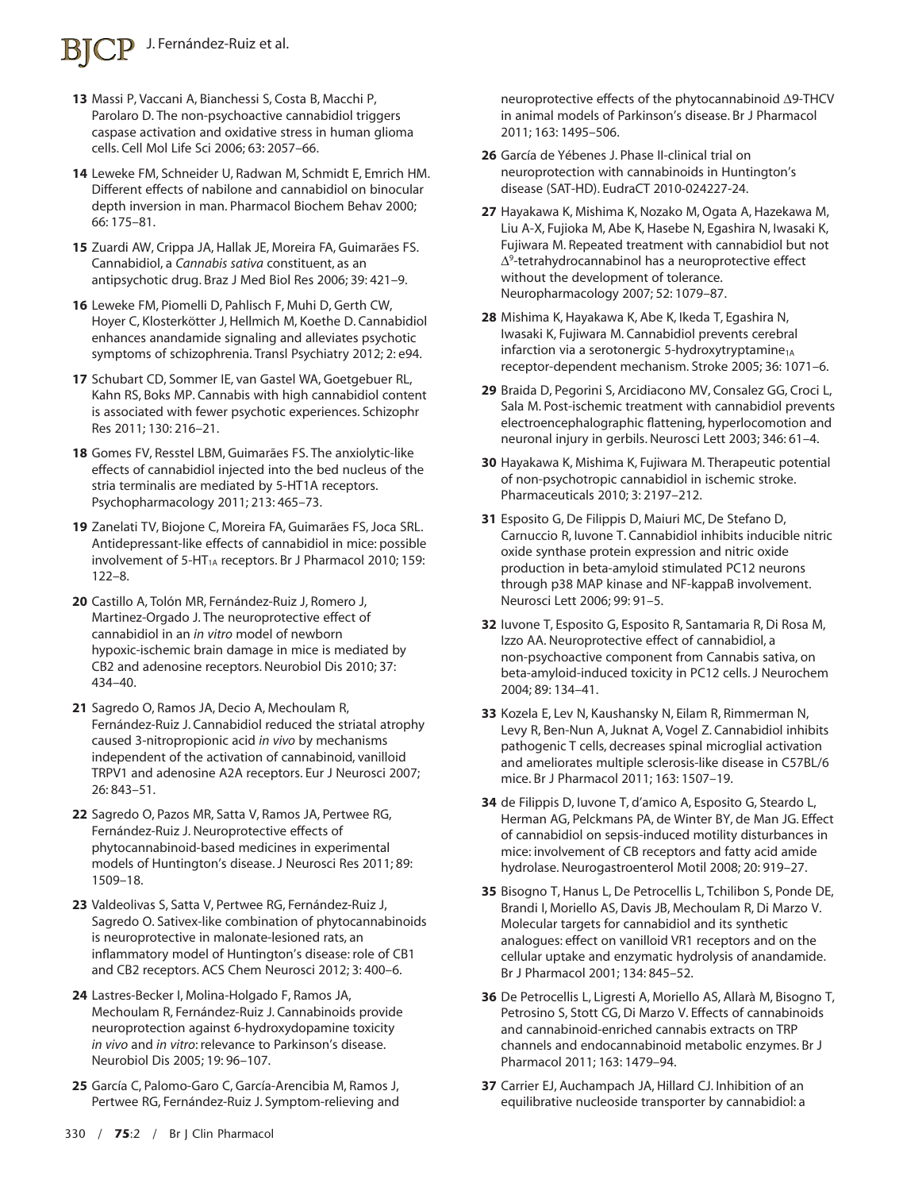13 Massi P, Vaccani A, Bianchessi S, Costa B, Macchi P, Parolaro D. The non-psychoactive cannabidiol triggers caspase activation and oxidative stress in human glioma cells. Cell Mol Life Sci 2006; 63: 2057–66.

14 Leweke FM, Schneider U, Radwan M, Schmidt E, Emrich HM. Different effects of nabilone and cannabidiol on binocular depth inversion in man. Pharmacol Biochem Behav 2000; 66: 175–81.

15 Zuardi AW, Crippa JA, Hallak JE, Moreira FA, Guimarães FS. Cannabidiol, a *Cannabis sativa* constituent, as an antipsychotic drug. Braz J Med Biol Res 2006; 39: 421–9.

16 Leweke FM, Piomelli D, Pahlisch F, Muhi D, Gerth CW, Hoyer C, Klosterkötter J, Hellmich M, Koethe D. Cannabidiol enhances anandamide signaling and alleviates psychotic symptoms of schizophrenia. Transl Psychiatry 2012; 2: e94.

17 Schubart CD, Sommer IE, van Gastel WA, Goetgebuer RL, Kahn RS, Boks MP. Cannabis with high cannabidiol content is associated with fewer psychotic experiences. Schizophr Res 2011; 130: 216–21.

18 Gomes FV, Resstel LBM, Guimarães FS. The anxiolytic-like effects of cannabidiol injected into the bed nucleus of the stria terminalis are mediated by 5-HT1A receptors. Psychopharmacology 2011; 213: 465–73.

19 Zanelati TV, Biojone C, Moreira FA, Guimarães FS, Joca SRL. Antidepressant-like effects of cannabidiol in mice: possible involvement of $5\text{-HT}_{1A}$ receptors. Br J Pharmacol 2010; 159: 122–8.

20 Castillo A, Tolón MR, Fernández-Ruiz J, Romero J, Martinez-Orgado J. The neuroprotective effect of cannabidiol in an *in vitro* model of newborn hypoxic-ischemic brain damage in mice is mediated by CB2 and adenosine receptors. Neurobiol Dis 2010; 37: 434–40.

21 Sagredo O, Ramos JA, Decio A, Mechoulam R, Fernández-Ruiz J. Cannabidiol reduced the striatal atrophy caused 3-nitropropionic acid *in vivo* by mechanisms independent of the activation of cannabinoid, vanilloid TRPV1 and adenosine A2A receptors. Eur J Neurosci 2007; 26: 843–51.

22 Sagredo O, Pazos MR, Satta V, Ramos JA, Pertwee RG, Fernández-Ruiz J. Neuroprotective effects of phytocannabinoid-based medicines in experimental models of Huntington's disease. J Neurosci Res 2011; 89: 1509–18.

23 Valdeolivas S, Satta V, Pertwee RG, Fernández-Ruiz J, Sagredo O. Sativex-like combination of phytocannabinoids is neuroprotective in malonate-lesioned rats, an inflammatory model of Huntington's disease: role of CB1 and CB2 receptors. ACS Chem Neurosci 2012; 3: 400–6.

24 Lastres-Becker I, Molina-Holgado F, Ramos JA, Mechoulam R, Fernández-Ruiz J. Cannabinoids provide neuroprotection against 6-hydroxydopamine toxicity *in vivo* and *in vitro*: relevance to Parkinson's disease. Neurobiol Dis 2005; 19: 96–107.

25 García C, Palomo-Garo C, García-Arencibia M, Ramos J, Pertwee RG, Fernández-Ruiz J. Symptom-relieving and neuroprotective effects of the phytocannabinoid $\Delta$9-THCV in animal models of Parkinson's disease. Br J Pharmacol 2011; 163: 1495–506.

26 García de Yébenes J. Phase II-clinical trial on neuroprotection with cannabinoids in Huntington's disease (SAT-HD). EudraCT 2010-024227-24.

27 Hayakawa K, Mishima K, Nozako M, Ogata A, Hazekawa M, Liu A-X, Fujioka M, Abe K, Hasebe N, Egashira N, Iwasaki K, Fujiwara M. Repeated treatment with cannabidiol but not $\Delta^9$-tetrahydrocannabinol has a neuroprotective effect without the development of tolerance. Neuropharmacology 2007; 52: 1079–87.

28 Mishima K, Hayakawa K, Abe K, Ikeda T, Egashira N, Iwasaki K, Fujiwara M. Cannabidiol prevents cerebral infarction via a serotonergic 5-hydroxytryptamine$_{1A}$ receptor-dependent mechanism. Stroke 2005; 36: 1071–6.

29 Braida D, Pegorini S, Arcidiacono MV, Consalez GG, Croci L, Sala M. Post-ischemic treatment with cannabidiol prevents electroencephalographic flattening, hyperlocomotion and neuronal injury in gerbils. Neurosci Lett 2003; 346: 61–4.

30 Hayakawa K, Mishima K, Fujiwara M. Therapeutic potential of non-psychotropic cannabidiol in ischemic stroke. Pharmaceuticals 2010; 3: 2197–212.

31 Esposito G, De Filippis D, Maiuri MC, De Stefano D, Carnuccio R, Iuvone T. Cannabidiol inhibits inducible nitric oxide synthase protein expression and nitric oxide production in beta-amyloid stimulated PC12 neurons through p38 MAP kinase and NF-kappaB involvement. Neurosci Lett 2006; 99: 91–5.

32 Iuvone T, Esposito G, Esposito R, Santamaria R, Di Rosa M, Izzo AA. Neuroprotective effect of cannabidiol, a non-psychoactive component from Cannabis sativa, on beta-amyloid-induced toxicity in PC12 cells. J Neurochem 2004; 89: 134–41.

33 Kozela E, Lev N, Kaushansky N, Eilam R, Rimmerman N, Levy R, Ben-Nun A, Juknat A, Vogel Z. Cannabidiol inhibits pathogenic T cells, decreases spinal microglial activation and ameliorates multiple sclerosis-like disease in C57BL/6 mice. Br J Pharmacol 2011; 163: 1507–19.

34 de Filippis D, Iuvone T, d'amico A, Esposito G, Steardo L, Herman AG, Pelckmans PA, de Winter BY, de Man JG. Effect of cannabidiol on sepsis-induced motility disturbances in mice: involvement of CB receptors and fatty acid amide hydrolase. Neurogastroenterol Motil 2008; 20: 919–27.

35 Bisogno T, Hanus L, De Petrocellis L, Tchilibon S, Ponde DE, Brandi I, Moriello AS, Davis JB, Mechoulam R, Di Marzo V. Molecular targets for cannabidiol and its synthetic analogues: effect on vanilloid VR1 receptors and on the cellular uptake and enzymatic hydrolysis of anandamide. Br J Pharmacol 2001; 134: 845–52.

36 De Petrocellis L, Ligresti A, Moriello AS, Allarà M, Bisogno T, Petrosino S, Stott CG, Di Marzo V. Effects of cannabinoids and cannabinoid-enriched cannabis extracts on TRP channels and endocannabinoid metabolic enzymes. Br J Pharmacol 2011; 163: 1479–94.

37 Carrier EJ, Auchampach JA, Hillard CJ. Inhibition of an equilibrative nucleoside transporter by cannabidiol: a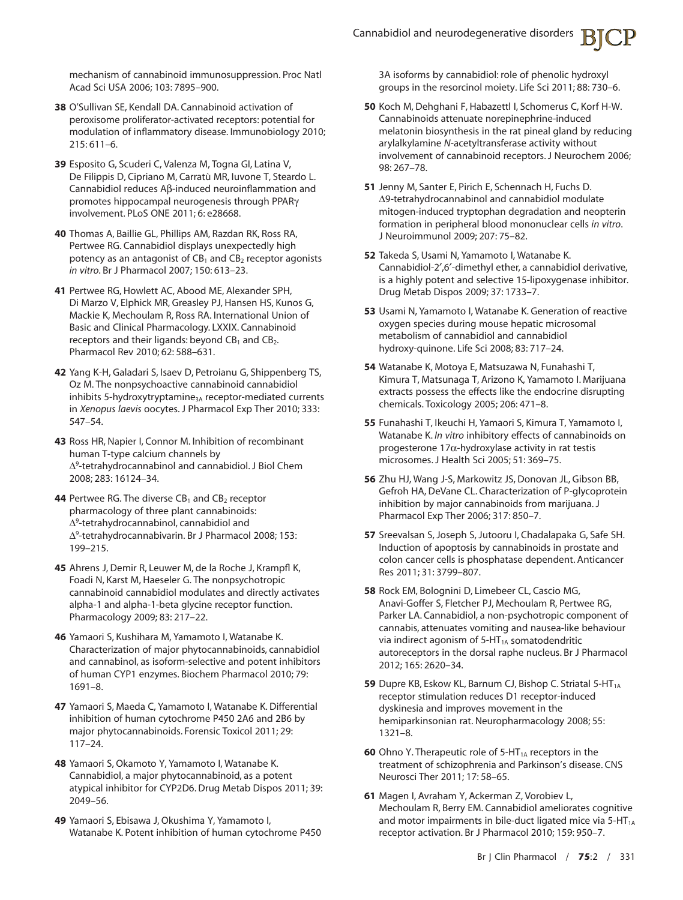mechanism of cannabinoid immunosuppression. Proc Natl Acad Sci USA 2006; 103: 7895–900.

**38** O'Sullivan SE, Kendall DA. Cannabinoid activation of peroxisome proliferator-activated receptors: potential for modulation of inflammatory disease. Immunobiology 2010; 215: 611–6.

**39** Esposito G, Scuderi C, Valenza M, Togna GI, Latina V, De Filippis D, Cipriano M, Carratù MR, Iuvone T, Steardo L. Cannabidiol reduces Aβ-induced neuroinflammation and promotes hippocampal neurogenesis through PPARγ involvement. PLoS ONE 2011; 6: e28668.

**40** Thomas A, Baillie GL, Phillips AM, Razdan RK, Ross RA, Pertwee RG. Cannabidiol displays unexpectedly high potency as an antagonist of $CB_1$ and $CB_2$ receptor agonists *in vitro*. Br J Pharmacol 2007; 150: 613–23.

**41** Pertwee RG, Howlett AC, Abood ME, Alexander SPH, Di Marzo V, Elphick MR, Greasley PJ, Hansen HS, Kunos G, Mackie K, Mechoulam R, Ross RA. International Union of Basic and Clinical Pharmacology. LXXIX. Cannabinoid receptors and their ligands: beyond $CB_1$ and $CB_2$. Pharmacol Rev 2010; 62: 588–631.

**42** Yang K-H, Galadari S, Isaev D, Petroianu G, Shippenberg TS, Oz M. The nonpsychoactive cannabinoid cannabidiol inhibits 5-hydroxytryptamine$_{3A}$ receptor-mediated currents in *Xenopus laevis* oocytes. J Pharmacol Exp Ther 2010; 333: 547–54.

**43** Ross HR, Napier I, Connor M. Inhibition of recombinant human T-type calcium channels by $\Delta^9$-tetrahydrocannabinol and cannabidiol. J Biol Chem 2008; 283: 16124–34.

**44** Pertwee RG. The diverse $CB_1$ and $CB_2$ receptor pharmacology of three plant cannabinoids: $\Delta^9$-tetrahydrocannabinol, cannabidiol and $\Delta^9$-tetrahydrocannabivarin. Br J Pharmacol 2008; 153: 199–215.

**45** Ahrens J, Demir R, Leuwer M, de la Roche J, Krampfl K, Foadi N, Karst M, Haeseler G. The nonpsychotropic cannabinoid cannabidiol modulates and directly activates alpha-1 and alpha-1-beta glycine receptor function. Pharmacology 2009; 83: 217–22.

**46** Yamaori S, Kushihara M, Yamamoto I, Watanabe K. Characterization of major phytocannabinoids, cannabidiol and cannabinol, as isoform-selective and potent inhibitors of human CYP1 enzymes. Biochem Pharmacol 2010; 79: 1691–8.

**47** Yamaori S, Maeda C, Yamamoto I, Watanabe K. Differential inhibition of human cytochrome P450 2A6 and 2B6 by major phytocannabinoids. Forensic Toxicol 2011; 29: 117–24.

**48** Yamaori S, Okamoto Y, Yamamoto I, Watanabe K. Cannabidiol, a major phytocannabinoid, as a potent atypical inhibitor for CYP2D6. Drug Metab Dispos 2011; 39: 2049–56.

**49** Yamaori S, Ebisawa J, Okushima Y, Yamamoto I, Watanabe K. Potent inhibition of human cytochrome P450 3A isoforms by cannabidiol: role of phenolic hydroxyl groups in the resorcinol moiety. Life Sci 2011; 88: 730–6.

**50** Koch M, Dehghani F, Habazettl I, Schomerus C, Korf H-W. Cannabinoids attenuate norepinephrine-induced melatonin biosynthesis in the rat pineal gland by reducing arylalkylamine *N*-acetyltransferase activity without involvement of cannabinoid receptors. J Neurochem 2006; 98: 267–78.

**51** Jenny M, Santer E, Pirich E, Schennach H, Fuchs D. Δ9-tetrahydrocannabinol and cannabidiol modulate mitogen-induced tryptophan degradation and neopterin formation in peripheral blood mononuclear cells *in vitro*. J Neuroimmunol 2009; 207: 75–82.

**52** Takeda S, Usami N, Yamamoto I, Watanabe K. Cannabidiol-2′,6′-dimethyl ether, a cannabidiol derivative, is a highly potent and selective 15-lipoxygenase inhibitor. Drug Metab Dispos 2009; 37: 1733–7.

**53** Usami N, Yamamoto I, Watanabe K. Generation of reactive oxygen species during mouse hepatic microsomal metabolism of cannabidiol and cannabidiol hydroxy-quinone. Life Sci 2008; 83: 717–24.

**54** Watanabe K, Motoya E, Matsuzawa N, Funahashi T, Kimura T, Matsunaga T, Arizono K, Yamamoto I. Marijuana extracts possess the effects like the endocrine disrupting chemicals. Toxicology 2005; 206: 471–8.

**55** Funahashi T, Ikeuchi H, Yamaori S, Kimura T, Yamamoto I, Watanabe K. *In vitro* inhibitory effects of cannabinoids on progesterone 17α-hydroxylase activity in rat testis microsomes. J Health Sci 2005; 51: 369–75.

**56** Zhu HJ, Wang J-S, Markowitz JS, Donovan JL, Gibson BB, Gefroh HA, DeVane CL. Characterization of P-glycoprotein inhibition by major cannabinoids from marijuana. J Pharmacol Exp Ther 2006; 317: 850–7.

**57** Sreevalsan S, Joseph S, Jutooru I, Chadalapaka G, Safe SH. Induction of apoptosis by cannabinoids in prostate and colon cancer cells is phosphatase dependent. Anticancer Res 2011; 31: 3799–807.

**58** Rock EM, Bolognini D, Limebeer CL, Cascio MG, Anavi-Goffer S, Fletcher PJ, Mechoulam R, Pertwee RG, Parker LA. Cannabidiol, a non-psychotropic component of cannabis, attenuates vomiting and nausea-like behaviour via indirect agonism of 5-HT$_{1A}$ somatodendritic autoreceptors in the dorsal raphe nucleus. Br J Pharmacol 2012; 165: 2620–34.

**59** Dupre KB, Eskow KL, Barnum CJ, Bishop C. Striatal 5-HT$_{1A}$ receptor stimulation reduces D1 receptor-induced dyskinesia and improves movement in the hemiparkinsonian rat. Neuropharmacology 2008; 55: 1321–8.

**60** Ohno Y. Therapeutic role of 5-HT$_{1A}$ receptors in the treatment of schizophrenia and Parkinson's disease. CNS Neurosci Ther 2011; 17: 58–65.

**61** Magen I, Avraham Y, Ackerman Z, Vorobiev L, Mechoulam R, Berry EM. Cannabidiol ameliorates cognitive and motor impairments in bile-duct ligated mice via 5-HT$_{1A}$ receptor activation. Br J Pharmacol 2010; 159: 950–7.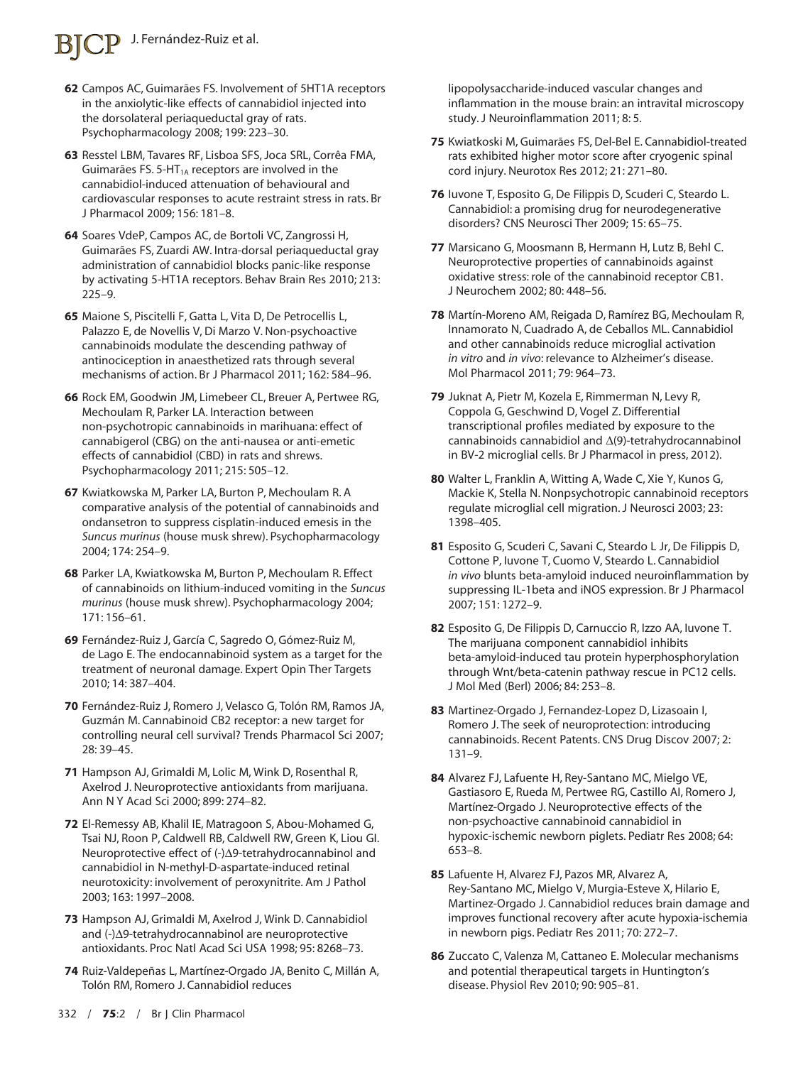62 Campos AC, Guimarães FS. Involvement of 5HT1A receptors in the anxiolytic-like effects of cannabidiol injected into the dorsolateral periaqueductal gray of rats. Psychopharmacology 2008; 199: 223–30.

63 Resstel LBM, Tavares RF, Lisboa SFS, Joca SRL, Corrêa FMA, Guimarães FS. 5-$HT_{1A}$ receptors are involved in the cannabidiol-induced attenuation of behavioural and cardiovascular responses to acute restraint stress in rats. Br J Pharmacol 2009; 156: 181–8.

64 Soares VdeP, Campos AC, de Bortoli VC, Zangrossi H, Guimarães FS, Zuardi AW. Intra-dorsal periaqueductal gray administration of cannabidiol blocks panic-like response by activating 5-HT1A receptors. Behav Brain Res 2010; 213: 225–9.

65 Maione S, Piscitelli F, Gatta L, Vita D, De Petrocellis L, Palazzo E, de Novellis V, Di Marzo V. Non-psychoactive cannabinoids modulate the descending pathway of antinociception in anaesthetized rats through several mechanisms of action. Br J Pharmacol 2011; 162: 584–96.

66 Rock EM, Goodwin JM, Limebeer CL, Breuer A, Pertwee RG, Mechoulam R, Parker LA. Interaction between non-psychotropic cannabinoids in marihuana: effect of cannabigerol (CBG) on the anti-nausea or anti-emetic effects of cannabidiol (CBD) in rats and shrews. Psychopharmacology 2011; 215: 505–12.

67 Kwiatkowska M, Parker LA, Burton P, Mechoulam R. A comparative analysis of the potential of cannabinoids and ondansetron to suppress cisplatin-induced emesis in the *Suncus murinus* (house musk shrew). Psychopharmacology 2004; 174: 254–9.

68 Parker LA, Kwiatkowska M, Burton P, Mechoulam R. Effect of cannabinoids on lithium-induced vomiting in the *Suncus murinus* (house musk shrew). Psychopharmacology 2004; 171: 156–61.

69 Fernández-Ruiz J, García C, Sagredo O, Gómez-Ruiz M, de Lago E. The endocannabinoid system as a target for the treatment of neuronal damage. Expert Opin Ther Targets 2010; 14: 387–404.

70 Fernández-Ruiz J, Romero J, Velasco G, Tolón RM, Ramos JA, Guzmán M. Cannabinoid CB2 receptor: a new target for controlling neural cell survival? Trends Pharmacol Sci 2007; 28: 39–45.

71 Hampson AJ, Grimaldi M, Lolic M, Wink D, Rosenthal R, Axelrod J. Neuroprotective antioxidants from marijuana. Ann N Y Acad Sci 2000; 899: 274–82.

72 El-Remessy AB, Khalil IE, Matragoon S, Abou-Mohamed G, Tsai NJ, Roon P, Caldwell RB, Caldwell RW, Green K, Liou GI. Neuroprotective effect of (-)Δ9-tetrahydrocannabinol and cannabidiol in N-methyl-D-aspartate-induced retinal neurotoxicity: involvement of peroxynitrite. Am J Pathol 2003; 163: 1997–2008.

73 Hampson AJ, Grimaldi M, Axelrod J, Wink D. Cannabidiol and (-)Δ9-tetrahydrocannabinol are neuroprotective antioxidants. Proc Natl Acad Sci USA 1998; 95: 8268–73.

74 Ruiz-Valdepeñas L, Martínez-Orgado JA, Benito C, Millán A, Tolón RM, Romero J. Cannabidiol reduces lipopolysaccharide-induced vascular changes and inflammation in the mouse brain: an intravital microscopy study. J Neuroinflammation 2011; 8: 5.

75 Kwiatkoski M, Guimarães FS, Del-Bel E. Cannabidiol-treated rats exhibited higher motor score after cryogenic spinal cord injury. Neurotox Res 2012; 21: 271–80.

76 Iuvone T, Esposito G, De Filippis D, Scuderi C, Steardo L. Cannabidiol: a promising drug for neurodegenerative disorders? CNS Neurosci Ther 2009; 15: 65–75.

77 Marsicano G, Moosmann B, Hermann H, Lutz B, Behl C. Neuroprotective properties of cannabinoids against oxidative stress: role of the cannabinoid receptor CB1. J Neurochem 2002; 80: 448–56.

78 Martín-Moreno AM, Reigada D, Ramírez BG, Mechoulam R, Innamorato N, Cuadrado A, de Ceballos ML. Cannabidiol and other cannabinoids reduce microglial activation *in vitro* and *in vivo*: relevance to Alzheimer's disease. Mol Pharmacol 2011; 79: 964–73.

79 Juknat A, Pietr M, Kozela E, Rimmerman N, Levy R, Coppola G, Geschwind D, Vogel Z. Differential transcriptional profiles mediated by exposure to the cannabinoids cannabidiol and Δ(9)-tetrahydrocannabinol in BV-2 microglial cells. Br J Pharmacol in press, 2012).

80 Walter L, Franklin A, Witting A, Wade C, Xie Y, Kunos G, Mackie K, Stella N. Nonpsychotropic cannabinoid receptors regulate microglial cell migration. J Neurosci 2003; 23: 1398–405.

81 Esposito G, Scuderi C, Savani C, Steardo L Jr, De Filippis D, Cottone P, Iuvone T, Cuomo V, Steardo L. Cannabidiol *in vivo* blunts beta-amyloid induced neuroinflammation by suppressing IL-1beta and iNOS expression. Br J Pharmacol 2007; 151: 1272–9.

82 Esposito G, De Filippis D, Carnuccio R, Izzo AA, Iuvone T. The marijuana component cannabidiol inhibits beta-amyloid-induced tau protein hyperphosphorylation through Wnt/beta-catenin pathway rescue in PC12 cells. J Mol Med (Berl) 2006; 84: 253–8.

83 Martinez-Orgado J, Fernandez-Lopez D, Lizasoain I, Romero J. The seek of neuroprotection: introducing cannabinoids. Recent Patents. CNS Drug Discov 2007; 2: 131–9.

84 Alvarez FJ, Lafuente H, Rey-Santano MC, Mielgo VE, Gastiasoro E, Rueda M, Pertwee RG, Castillo AI, Romero J, Martínez-Orgado J. Neuroprotective effects of the non-psychoactive cannabinoid cannabidiol in hypoxic-ischemic newborn piglets. Pediatr Res 2008; 64: 653–8.

85 Lafuente H, Alvarez FJ, Pazos MR, Alvarez A, Rey-Santano MC, Mielgo V, Murgia-Esteve X, Hilario E, Martinez-Orgado J. Cannabidiol reduces brain damage and improves functional recovery after acute hypoxia-ischemia in newborn pigs. Pediatr Res 2011; 70: 272–7.

86 Zuccato C, Valenza M, Cattaneo E. Molecular mechanisms and potential therapeutical targets in Huntington's disease. Physiol Rev 2010; 90: 905–81.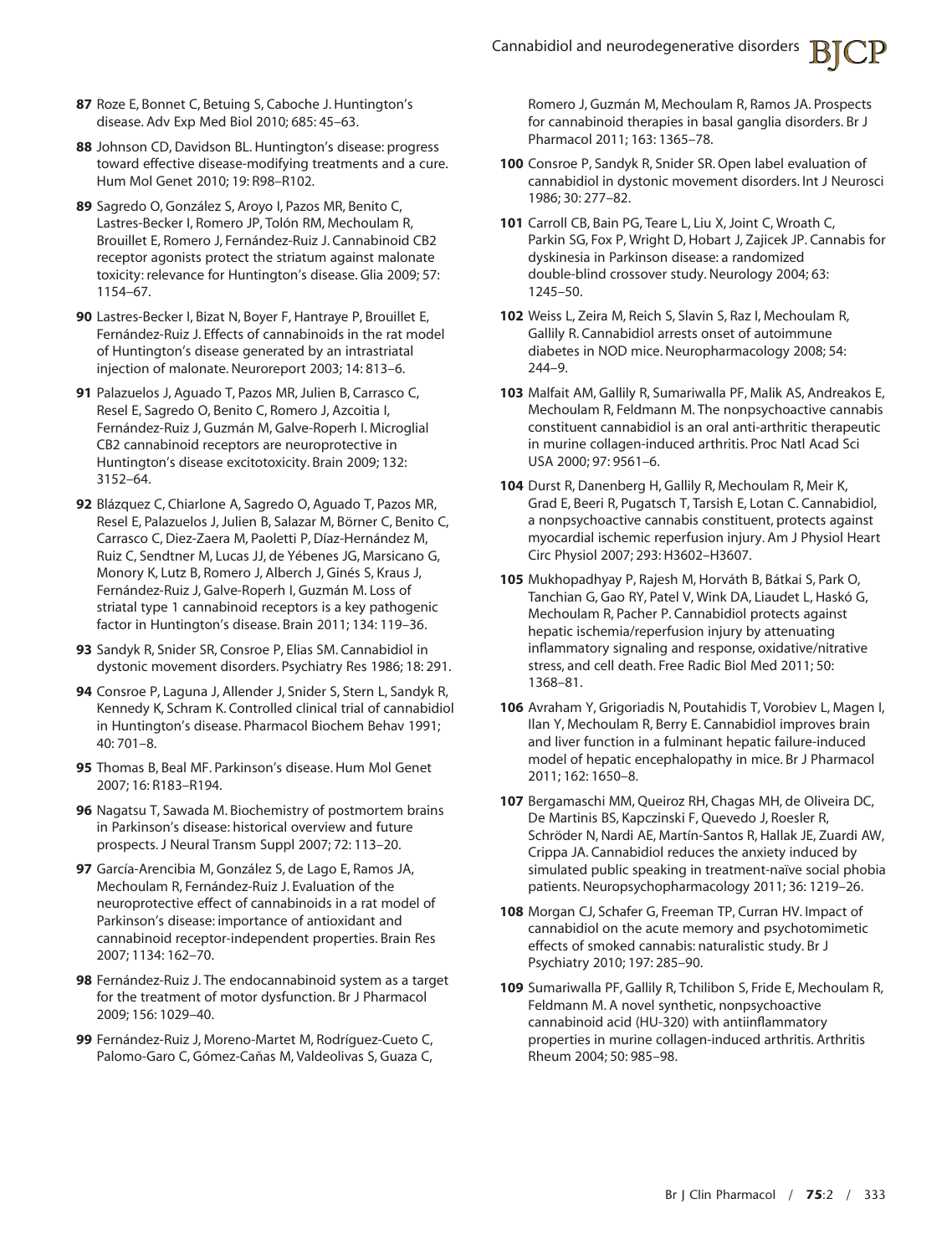87 Roze E, Bonnet C, Betuing S, Caboche J. Huntington's disease. Adv Exp Med Biol 2010; 685: 45–63.

88 Johnson CD, Davidson BL. Huntington's disease: progress toward effective disease-modifying treatments and a cure. Hum Mol Genet 2010; 19: R98–R102.

89 Sagredo O, González S, Aroyo I, Pazos MR, Benito C, Lastres-Becker I, Romero JP, Tolón RM, Mechoulam R, Brouillet E, Romero J, Fernández-Ruiz J. Cannabinoid CB2 receptor agonists protect the striatum against malonate toxicity: relevance for Huntington's disease. Glia 2009; 57: 1154–67.

90 Lastres-Becker I, Bizat N, Boyer F, Hantraye P, Brouillet E, Fernández-Ruiz J. Effects of cannabinoids in the rat model of Huntington's disease generated by an intrastriatal injection of malonate. Neuroreport 2003; 14: 813–6.

91 Palazuelos J, Aguado T, Pazos MR, Julien B, Carrasco C, Resel E, Sagredo O, Benito C, Romero J, Azcoitia I, Fernández-Ruiz J, Guzmán M, Galve-Roperh I. Microglial CB2 cannabinoid receptors are neuroprotective in Huntington's disease excitotoxicity. Brain 2009; 132: 3152–64.

92 Blázquez C, Chiarlone A, Sagredo O, Aguado T, Pazos MR, Resel E, Palazuelos J, Julien B, Salazar M, Börner C, Benito C, Carrasco C, Diez-Zaera M, Paoletti P, Díaz-Hernández M, Ruiz C, Sendtner M, Lucas JJ, de Yébenes JG, Marsicano G, Monory K, Lutz B, Romero J, Alberch J, Ginés S, Kraus J, Fernández-Ruiz J, Galve-Roperh I, Guzmán M. Loss of striatal type 1 cannabinoid receptors is a key pathogenic factor in Huntington's disease. Brain 2011; 134: 119–36.

93 Sandyk R, Snider SR, Consroe P, Elias SM. Cannabidiol in dystonic movement disorders. Psychiatry Res 1986; 18: 291.

94 Consroe P, Laguna J, Allender J, Snider S, Stern L, Sandyk R, Kennedy K, Schram K. Controlled clinical trial of cannabidiol in Huntington's disease. Pharmacol Biochem Behav 1991; 40: 701–8.

95 Thomas B, Beal MF. Parkinson's disease. Hum Mol Genet 2007; 16: R183–R194.

96 Nagatsu T, Sawada M. Biochemistry of postmortem brains in Parkinson's disease: historical overview and future prospects. J Neural Transm Suppl 2007; 72: 113–20.

97 García-Arencibia M, González S, de Lago E, Ramos JA, Mechoulam R, Fernández-Ruiz J. Evaluation of the neuroprotective effect of cannabinoids in a rat model of Parkinson's disease: importance of antioxidant and cannabinoid receptor-independent properties. Brain Res 2007; 1134: 162–70.

98 Fernández-Ruiz J. The endocannabinoid system as a target for the treatment of motor dysfunction. Br J Pharmacol 2009; 156: 1029–40.

99 Fernández-Ruiz J, Moreno-Martet M, Rodríguez-Cueto C, Palomo-Garo C, Gómez-Cañas M, Valdeolivas S, Guaza C, Romero J, Guzmán M, Mechoulam R, Ramos JA. Prospects for cannabinoid therapies in basal ganglia disorders. Br J Pharmacol 2011; 163: 1365–78.

100 Consroe P, Sandyk R, Snider SR. Open label evaluation of cannabidiol in dystonic movement disorders. Int J Neurosci 1986; 30: 277–82.

101 Carroll CB, Bain PG, Teare L, Liu X, Joint C, Wroath C, Parkin SG, Fox P, Wright D, Hobart J, Zajicek JP. Cannabis for dyskinesia in Parkinson disease: a randomized double-blind crossover study. Neurology 2004; 63: 1245–50.

102 Weiss L, Zeira M, Reich S, Slavin S, Raz I, Mechoulam R, Gallily R. Cannabidiol arrests onset of autoimmune diabetes in NOD mice. Neuropharmacology 2008; 54: 244–9.

103 Malfait AM, Gallily R, Sumariwalla PF, Malik AS, Andreakos E, Mechoulam R, Feldmann M. The nonpsychoactive cannabis constituent cannabidiol is an oral anti-arthritic therapeutic in murine collagen-induced arthritis. Proc Natl Acad Sci USA 2000; 97: 9561–6.

104 Durst R, Danenberg H, Gallily R, Mechoulam R, Meir K, Grad E, Beeri R, Pugatsch T, Tarsish E, Lotan C. Cannabidiol, a nonpsychoactive cannabis constituent, protects against myocardial ischemic reperfusion injury. Am J Physiol Heart Circ Physiol 2007; 293: H3602–H3607.

105 Mukhopadhyay P, Rajesh M, Horváth B, Bátkai S, Park O, Tanchian G, Gao RY, Patel V, Wink DA, Liaudet L, Haskó G, Mechoulam R, Pacher P. Cannabidiol protects against hepatic ischemia/reperfusion injury by attenuating inflammatory signaling and response, oxidative/nitrative stress, and cell death. Free Radic Biol Med 2011; 50: 1368–81.

106 Avraham Y, Grigoriadis N, Poutahidis T, Vorobiev L, Magen I, Ilan Y, Mechoulam R, Berry E. Cannabidiol improves brain and liver function in a fulminant hepatic failure-induced model of hepatic encephalopathy in mice. Br J Pharmacol 2011; 162: 1650–8.

107 Bergamaschi MM, Queiroz RH, Chagas MH, de Oliveira DC, De Martinis BS, Kapczinski F, Quevedo J, Roesler R, Schröder N, Nardi AE, Martín-Santos R, Hallak JE, Zuardi AW, Crippa JA. Cannabidiol reduces the anxiety induced by simulated public speaking in treatment-naïve social phobia patients. Neuropsychopharmacology 2011; 36: 1219–26.

108 Morgan CJ, Schafer G, Freeman TP, Curran HV. Impact of cannabidiol on the acute memory and psychotomimetic effects of smoked cannabis: naturalistic study. Br J Psychiatry 2010; 197: 285–90.

109 Sumariwalla PF, Gallily R, Tchilibon S, Fride E, Mechoulam R, Feldmann M. A novel synthetic, nonpsychoactive cannabinoid acid (HU-320) with antiinflammatory properties in murine collagen-induced arthritis. Arthritis Rheum 2004; 50: 985–98.